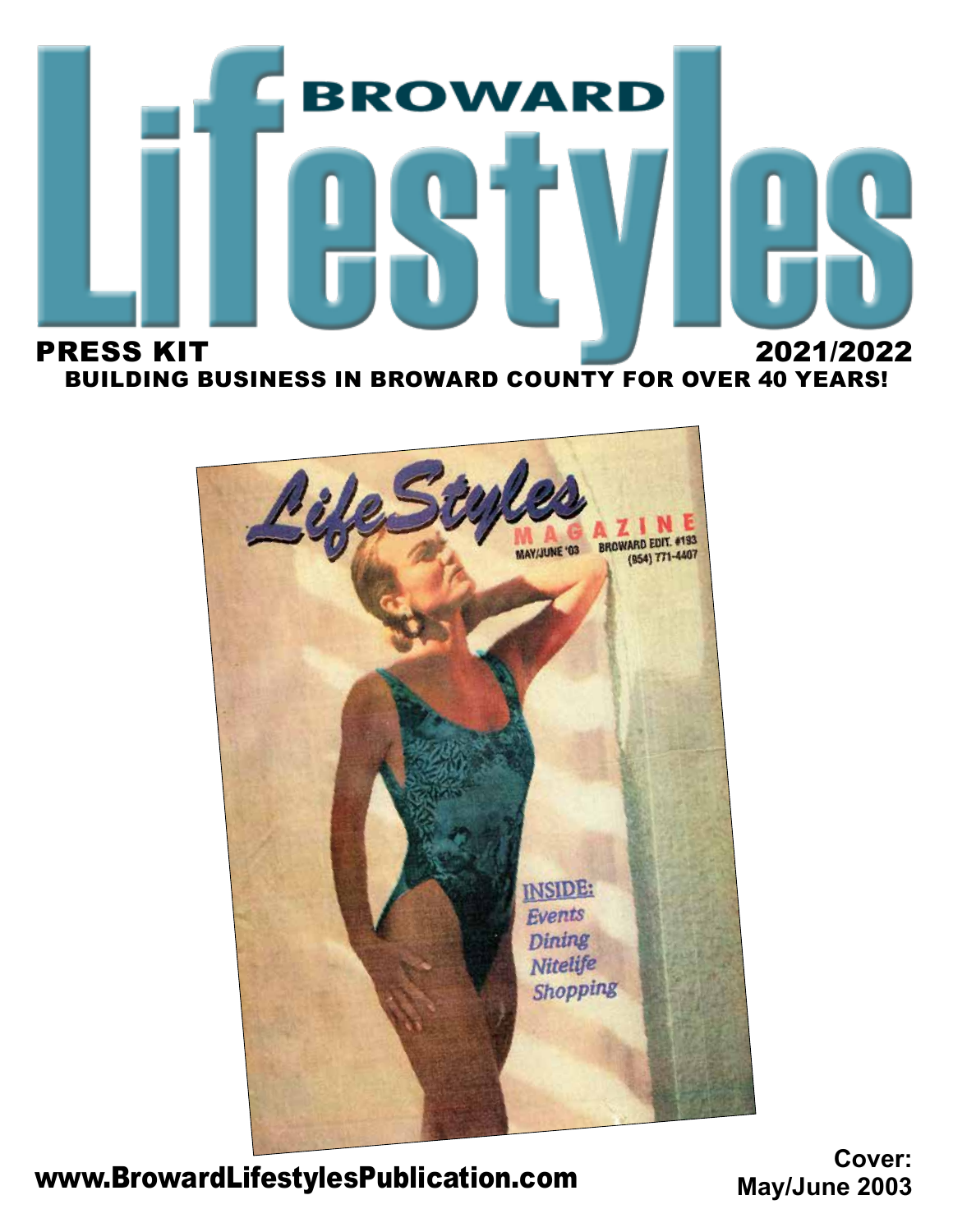# BROWARD Lifestyles

**PRESS KIT** **2021/2022**

**BUILDING BUSINESS IN BROWARD COUNTY FOR OVER 40 YEARS!**

LifeStyles MAGAZINE

MAY/JUNE '03 BROWARD EDIT. #193

(954) 771-4407

INSIDE:
Events
Dining
Nitelife
Shopping

**www.BrowardLifestylesPublication.com**

**Cover: May/June 2003**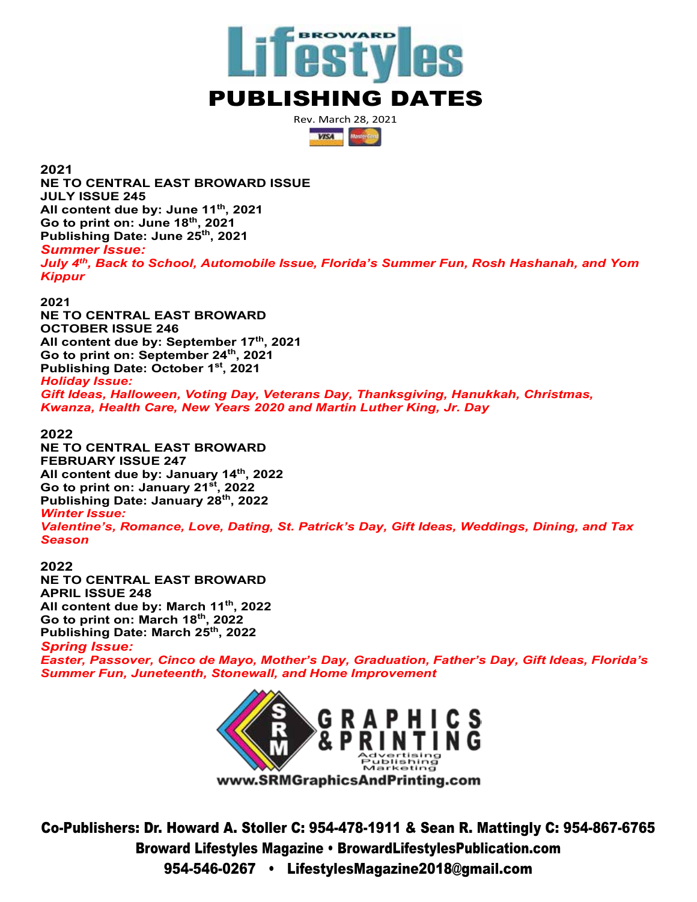# Broward Lifestyles

# PUBLISHING DATES

Rev. March 28, 2021

**2021**
**NE TO CENTRAL EAST BROWARD ISSUE**
**JULY ISSUE 245**
**All content due by: June 11th, 2021**
**Go to print on: June 18th, 2021**
**Publishing Date: June 25th, 2021**
***Summer Issue:***
***July 4th, Back to School, Automobile Issue, Florida's Summer Fun, Rosh Hashanah, and Yom Kippur***

**2021**
**NE TO CENTRAL EAST BROWARD**
**OCTOBER ISSUE 246**
**All content due by: September 17th, 2021**
**Go to print on: September 24th, 2021**
**Publishing Date: October 1st, 2021**
***Holiday Issue:***
***Gift Ideas, Halloween, Voting Day, Veterans Day, Thanksgiving, Hanukkah, Christmas, Kwanza, Health Care, New Years 2020 and Martin Luther King, Jr. Day***

**2022**
**NE TO CENTRAL EAST BROWARD**
**FEBRUARY ISSUE 247**
**All content due by: January 14th, 2022**
**Go to print on: January 21st, 2022**
**Publishing Date: January 28th, 2022**
***Winter Issue:***
***Valentine's, Romance, Love, Dating, St. Patrick's Day, Gift Ideas, Weddings, Dining, and Tax Season***

**2022**
**NE TO CENTRAL EAST BROWARD**
**APRIL ISSUE 248**
**All content due by: March 11th, 2022**
**Go to print on: March 18th, 2022**
**Publishing Date: March 25th, 2022**
***Spring Issue:***
***Easter, Passover, Cinco de Mayo, Mother's Day, Graduation, Father's Day, Gift Ideas, Florida's Summer Fun, Juneteenth, Stonewall, and Home Improvement***

SRM GRAPHICS & PRINTING
Advertising Publishing Marketing
www.SRMGraphicsAndPrinting.com

Co-Publishers: Dr. Howard A. Stoller C: 954-478-1911 & Sean R. Mattingly C: 954-867-6765
Broward Lifestyles Magazine • BrowardLifestylesPublication.com
954-546-0267 • LifestylesMagazine2018@gmail.com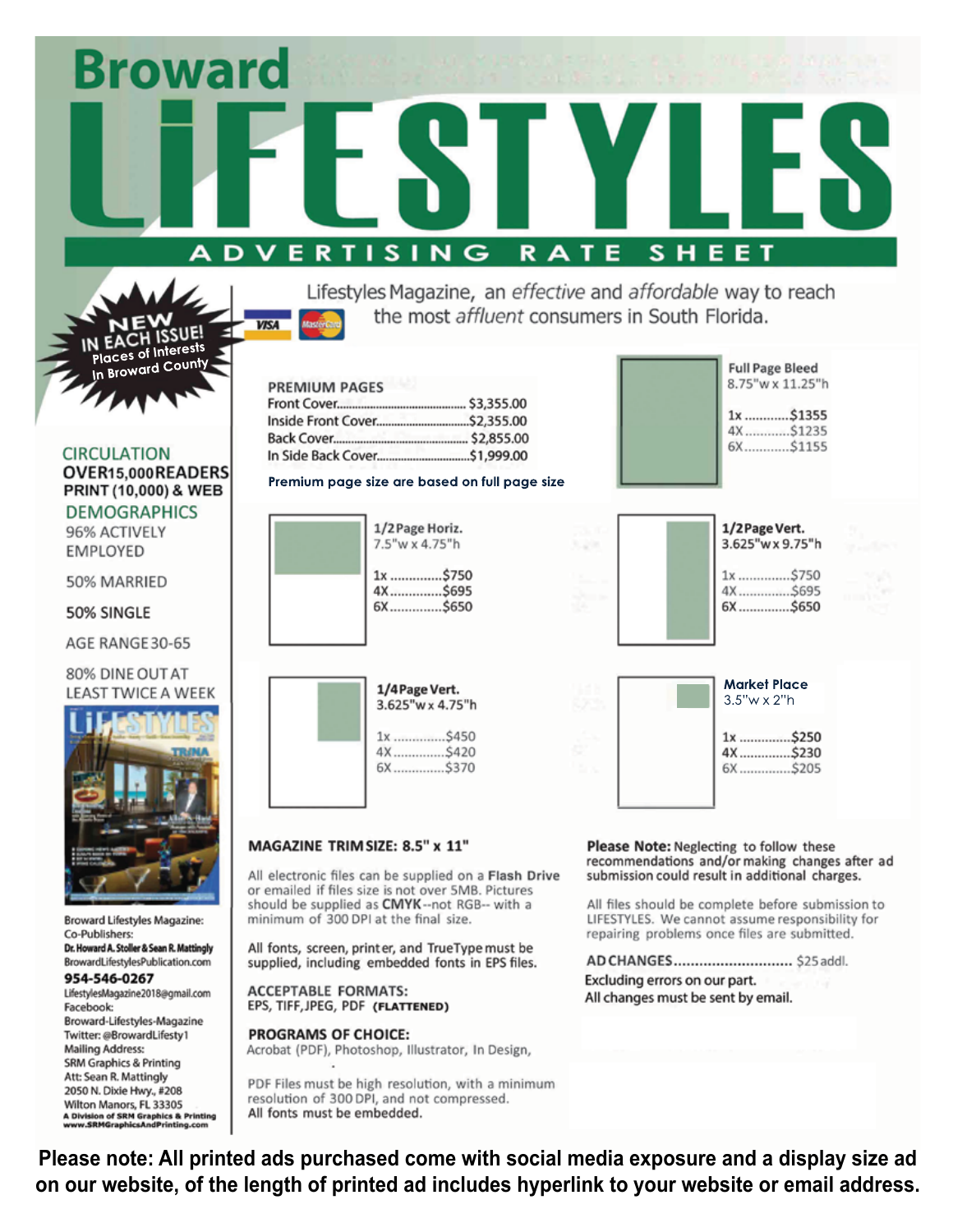# Broward LIFESTYLES

## ADVERTISING RATE SHEET

Lifestyles Magazine, an *effective* and *affordable* way to reach the most *affluent* consumers in South Florida.

NEW IN EACH ISSUE! Places of Interests In Broward County

### CIRCULATION

OVER15,000READERS
PRINT (10,000) & WEB

### DEMOGRAPHICS

96% ACTIVELY EMPLOYED

50% MARRIED

50% SINGLE

AGE RANGE30-65

80% DINE OUT AT LEAST TWICE A WEEK

### PREMIUM PAGES

| Item | Price |
|---|---|
| Front Cover | $3,355.00 |
| Inside Front Cover | $2,355.00 |
| Back Cover | $2,855.00 |
| In Side Back Cover | $1,999.00 |

**Premium page size are based on full page size**

**Full Page Bleed**
8.75"w x 11.25"h

| Frequency | Price |
|---|---|
| 1x | $1355 |
| 4X | $1235 |
| 6X | $1155 |

**1/2Page Horiz.**
7.5"w x 4.75"h

| Frequency | Price |
|---|---|
| 1x | $750 |
| 4X | $695 |
| 6X | $650 |

**1/2Page Vert.**
3.625"w x 9.75"h

| Frequency | Price |
|---|---|
| 1x | $750 |
| 4X | $695 |
| 6X | $650 |

**1/4Page Vert.**
3.625"w x 4.75"h

| Frequency | Price |
|---|---|
| 1x | $450 |
| 4X | $420 |
| 6X | $370 |

**Market Place**
3.5"w x 2"h

| Frequency | Price |
|---|---|
| 1x | $250 |
| 4X | $230 |
| 6X | $205 |

### MAGAZINE TRIMSIZE: 8.5" x 11"

All electronic files can be supplied on a **Flash Drive** or emailed if files size is not over 5MB. Pictures should be supplied as **CMYK**--not RGB-- with a minimum of 300 DPI at the final size.

All fonts, screen, printer, and TrueType must be supplied, including embedded fonts in EPS files.

**ACCEPTABLE FORMATS:**
EPS, TIFF, JPEG, PDF **(FLATTENED)**

**PROGRAMS OF CHOICE:**
Acrobat (PDF), Photoshop, Illustrator, In Design,

PDF Files must be high resolution, with a minimum resolution of 300 DPI, and not compressed.
All fonts must be embedded.

**Please Note:** Neglecting to follow these recommendations and/or making changes after ad submission could result in additional charges.

All files should be complete before submission to LIFESTYLES. We cannot assume responsibility for repairing problems once files are submitted.

AD CHANGES............................ $25 addl.
Excluding errors on our part.
All changes must be sent by email.

Broward Lifestyles Magazine:
Co-Publishers:
**Dr. Howard A. Stoller & Sean R. Mattingly**
BrowardLifestylesPublication.com
**954-546-0267**
LifestylesMagazine2018@gmail.com
Facebook:
Broward-Lifestyles-Magazine
Twitter: @BrowardLifesty1
Mailing Address:
SRM Graphics & Printing
Att: Sean R. Mattingly
2050 N. Dixie Hwy., #208
Wilton Manors, FL 33305
**A Division of SRM Graphics & Printing**
**www.SRMGraphicsAndPrinting.com**

**Please note: All printed ads purchased come with social media exposure and a display size ad on our website, of the length of printed ad includes hyperlink to your website or email address.**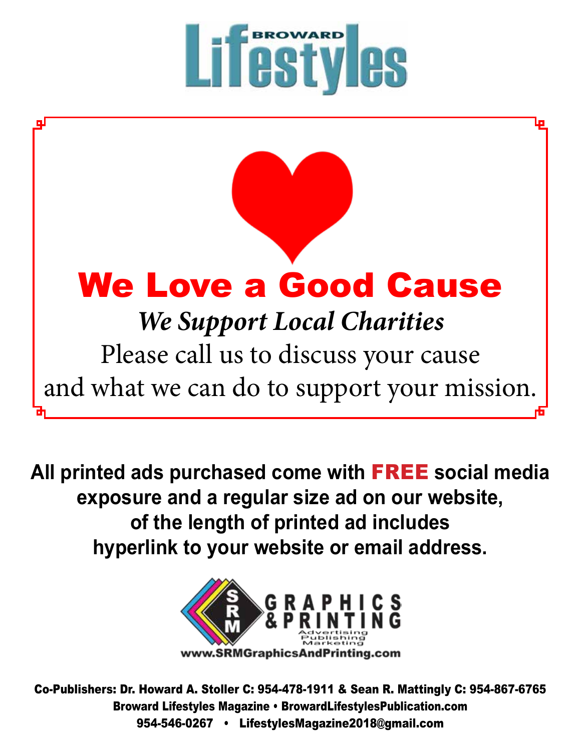# Broward Lifestyles

## We Love a Good Cause

*We Support Local Charities*

Please call us to discuss your cause and what we can do to support your mission.

**All printed ads purchased come with FREE social media exposure and a regular size ad on our website, of the length of printed ad includes hyperlink to your website or email address.**

SRM GRAPHICS & PRINTING
Advertising
Publishing
Marketing
www.SRMGraphicsAndPrinting.com

**Co-Publishers: Dr. Howard A. Stoller C: 954-478-1911 & Sean R. Mattingly C: 954-867-6765**
**Broward Lifestyles Magazine • BrowardLifestylesPublication.com**
**954-546-0267 • LifestylesMagazine2018@gmail.com**